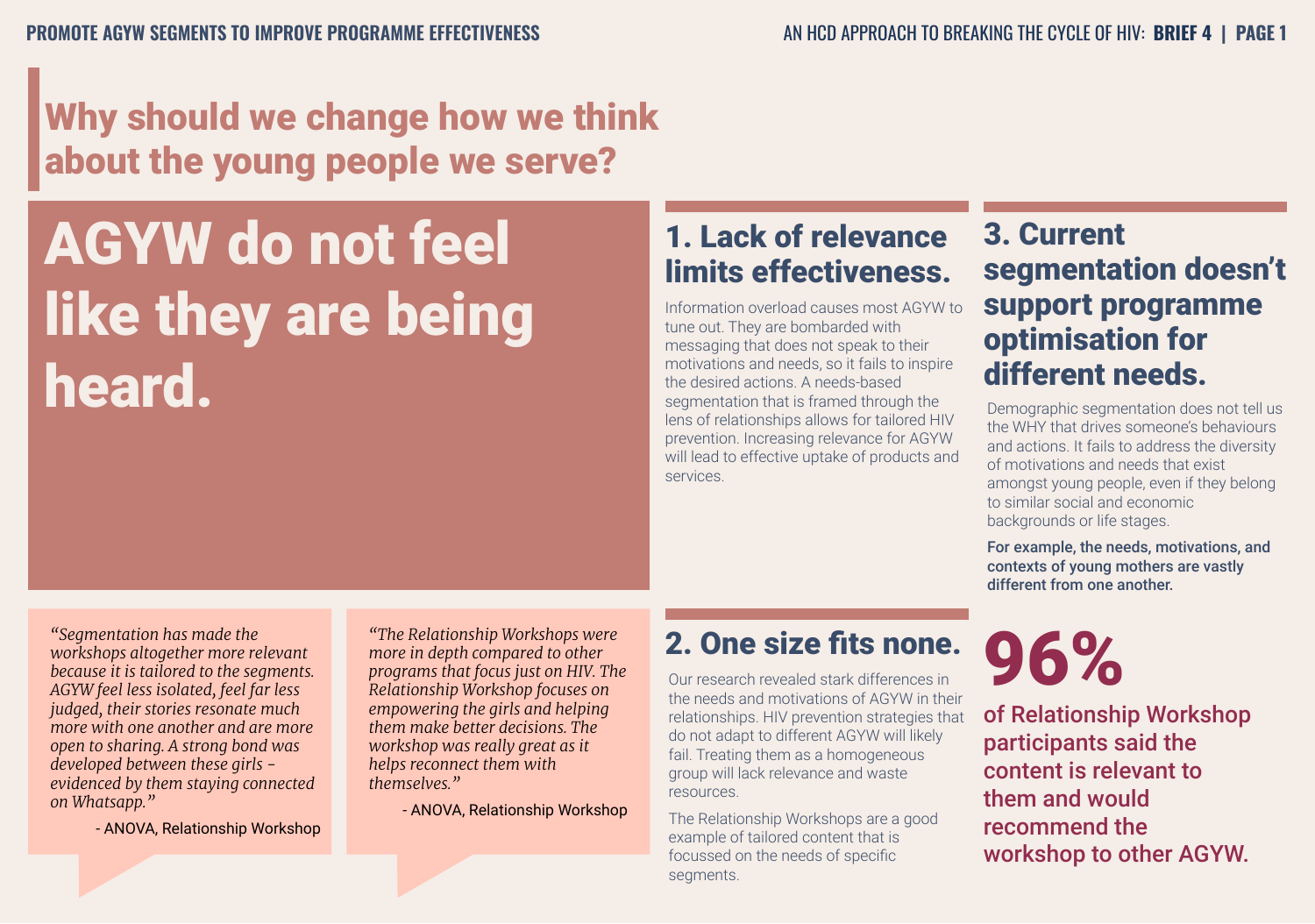# Why should we change how we think about the young people we serve?

## AGYW do not feel like they are being heard.

## 1. Lack of relevance limits effectiveness.

Information overload causes most AGYW to tune out. They are bombarded with messaging that does not speak to their motivations and needs, so it fails to inspire the desired actions. A needs-based segmentation that is framed through the lens of relationships allows for tailored HIV prevention. Increasing relevance for AGYW will lead to effective uptake of products and services.

## 2. One size fits none.

Our research revealed stark differences in the needs and motivations of AGYW in their relationships. HIV prevention strategies that do not adapt to different AGYW will likely fail. Treating them as a homogeneous group will lack relevance and waste resources.

The Relationship Workshops are a good example of tailored content that is focussed on the needs of specific segments.

## 3. Current segmentation doesn't support programme optimisation for different needs.

Demographic segmentation does not tell us the WHY that drives someone's behaviours and actions. It fails to address the diversity of motivations and needs that exist amongst young people, even if they belong to similar social and economic backgrounds or life stages.

**For example, the needs, motivations, and contexts of young mothers are vastly different from one another.**

> *"Segmentation has made the workshops altogether more relevant because it is tailored to the segments. AGYW feel less isolated, feel far less judged, their stories resonate much more with one another and are more open to sharing. A strong bond was developed between these girls – evidenced by them staying connected on Whatsapp."*
>
> \- ANOVA, Relationship Workshop

> *"The Relationship Workshops were more in depth compared to other programs that focus just on HIV. The Relationship Workshop focuses on empowering the girls and helping them make better decisions. The workshop was really great as it helps reconnect them with themselves."*
>
> \- ANOVA, Relationship Workshop

**96%**

**of Relationship Workshop participants said the content is relevant to them and would recommend the workshop to other AGYW.**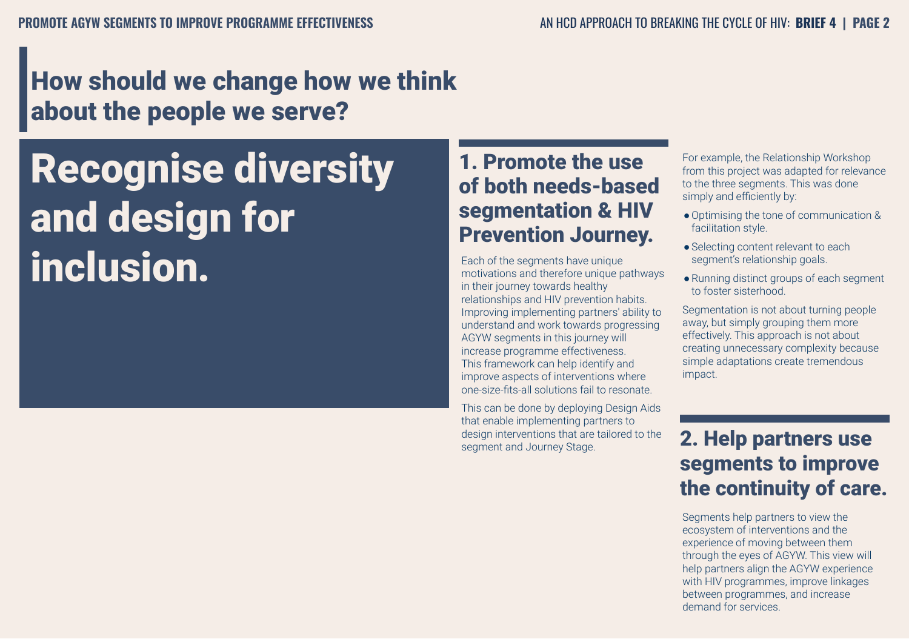# How should we change how we think about the people we serve?

## Recognise diversity and design for inclusion.

### 1. Promote the use of both needs-based segmentation & HIV Prevention Journey.

Each of the segments have unique motivations and therefore unique pathways in their journey towards healthy relationships and HIV prevention habits. Improving implementing partners' ability to understand and work towards progressing AGYW segments in this journey will increase programme effectiveness. This framework can help identify and improve aspects of interventions where one-size-fits-all solutions fail to resonate.

This can be done by deploying Design Aids that enable implementing partners to design interventions that are tailored to the segment and Journey Stage.

For example, the Relationship Workshop from this project was adapted for relevance to the three segments. This was done simply and efficiently by:

- Optimising the tone of communication & facilitation style.
- Selecting content relevant to each segment's relationship goals.
- Running distinct groups of each segment to foster sisterhood.

Segmentation is not about turning people away, but simply grouping them more effectively. This approach is not about creating unnecessary complexity because simple adaptations create tremendous impact.

### 2. Help partners use segments to improve the continuity of care.

Segments help partners to view the ecosystem of interventions and the experience of moving between them through the eyes of AGYW. This view will help partners align the AGYW experience with HIV programmes, improve linkages between programmes, and increase demand for services.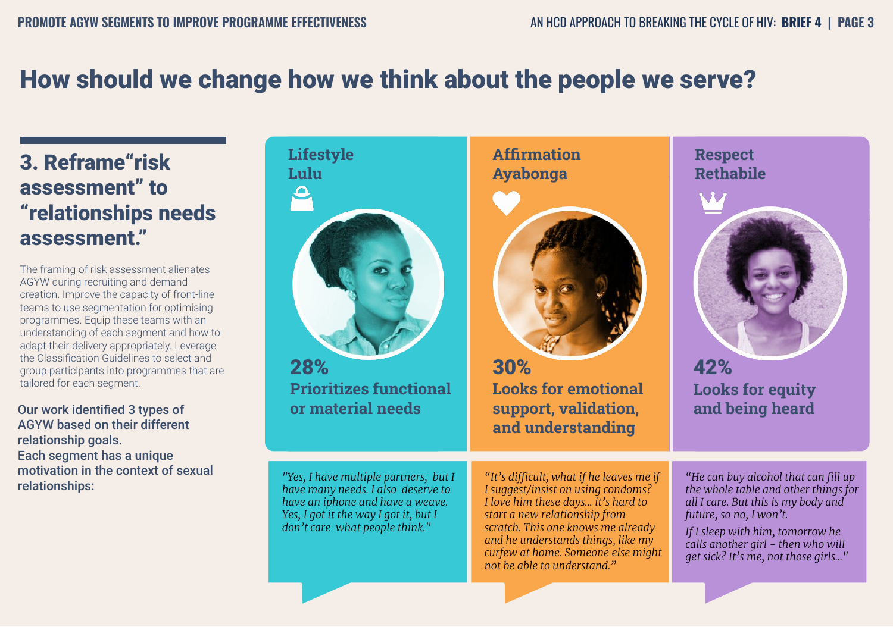# How should we change how we think about the people we serve?

## 3. Reframe"risk assessment" to "relationships needs assessment."

The framing of risk assessment alienates AGYW during recruiting and demand creation. Improve the capacity of front-line teams to use segmentation for optimising programmes. Equip these teams with an understanding of each segment and how to adapt their delivery appropriately. Leverage the Classification Guidelines to select and group participants into programmes that are tailored for each segment.

**Our work identified 3 types of AGYW based on their different relationship goals. Each segment has a unique motivation in the context of sexual relationships:**

### Lifestyle Lulu

**28%**

**Prioritizes functional or material needs**

*"Yes, I have multiple partners, but I have many needs. I also deserve to have an iphone and have a weave. Yes, I got it the way I got it, but I don't care what people think."*

### Affirmation Ayabonga

**30%**

**Looks for emotional support, validation, and understanding**

*"It's difficult, what if he leaves me if I suggest/insist on using condoms? I love him these days... it's hard to start a new relationship from scratch. This one knows me already and he understands things, like my curfew at home. Someone else might not be able to understand."*

### Respect Rethabile

**42%**

**Looks for equity and being heard**

*"He can buy alcohol that can fill up the whole table and other things for all I care. But this is my body and future, so no, I won't.*

*If I sleep with him, tomorrow he calls another girl - then who will get sick? It's me, not those girls..."*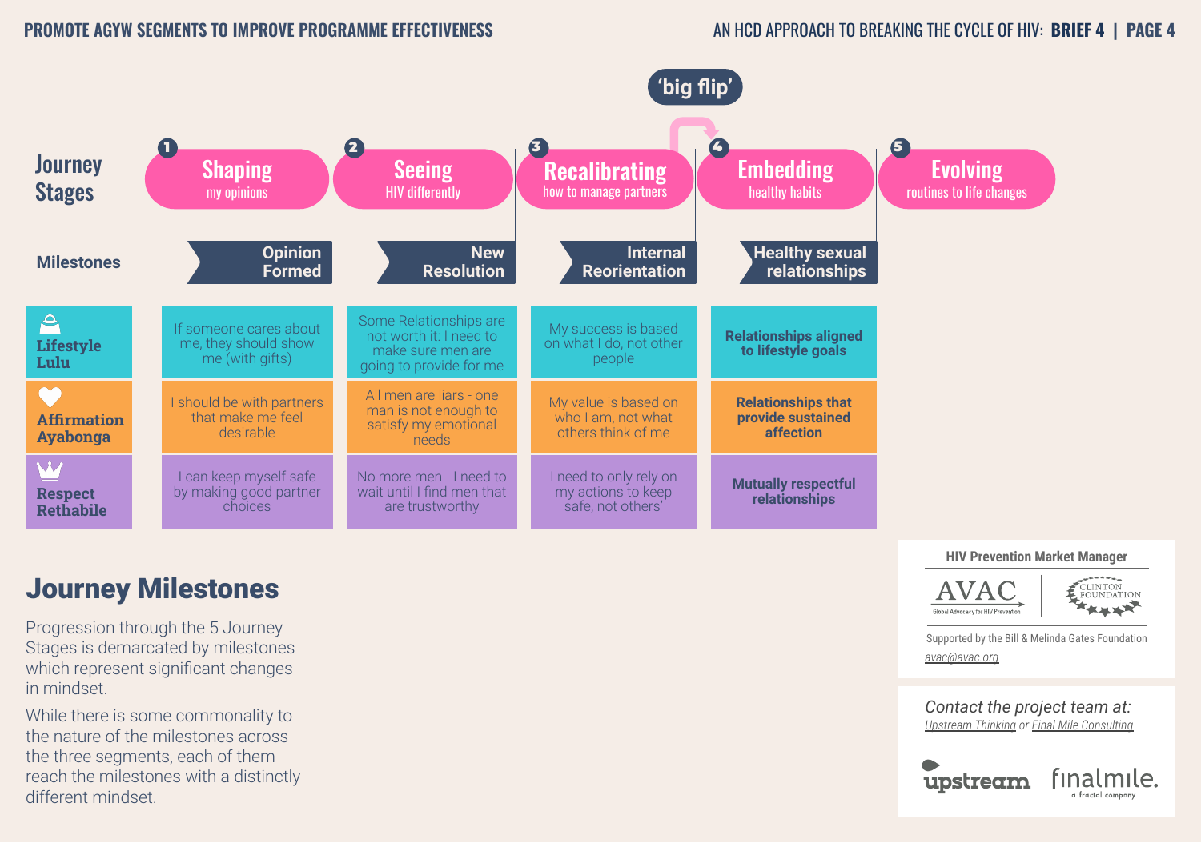# PROMOTE AGYW SEGMENTS TO IMPROVE PROGRAMME EFFECTIVENESS

| | 1 Shaping my opinions | 2 Seeing HIV differently | 3 Recalibrating how to manage partners | 4 Embedding healthy habits | 5 Evolving routines to life changes |
|---|---|---|---|---|---|
| **Journey Stages** | Shaping my opinions | Seeing HIV differently | Recalibrating how to manage partners | ‘big flip’ → Embedding healthy habits | Evolving routines to life changes |
| **Milestones** | Opinion Formed | New Resolution | Internal Reorientation | Healthy sexual relationships | |
| **Lifestyle Lulu** | If someone cares about me, they should show me (with gifts) | Some Relationships are not worth it: I need to make sure men are going to provide for me | My success is based on what I do, not other people | **Relationships aligned to lifestyle goals** | |
| **Affirmation Ayabonga** | I should be with partners that make me feel desirable | All men are liars - one man is not enough to satisfy my emotional needs | My value is based on who I am, not what others think of me | **Relationships that provide sustained affection** | |
| **Respect Rethabile** | I can keep myself safe by making good partner choices | No more men - I need to wait until I find men that are trustworthy | I need to only rely on my actions to keep safe, not others’ | **Mutually respectful relationships** | |

## Journey Milestones

Progression through the 5 Journey Stages is demarcated by milestones which represent significant changes in mindset.

While there is some commonality to the nature of the milestones across the three segments, each of them reach the milestones with a distinctly different mindset.

**HIV Prevention Market Manager**

AVAC Global Advocacy for HIV Prevention | Clinton Foundation

Supported by the Bill & Melinda Gates Foundation

avac@avac.org

*Contact the project team at:*
Upstream Thinking or Final Mile Consulting

upstream | finalmile. a fractal company